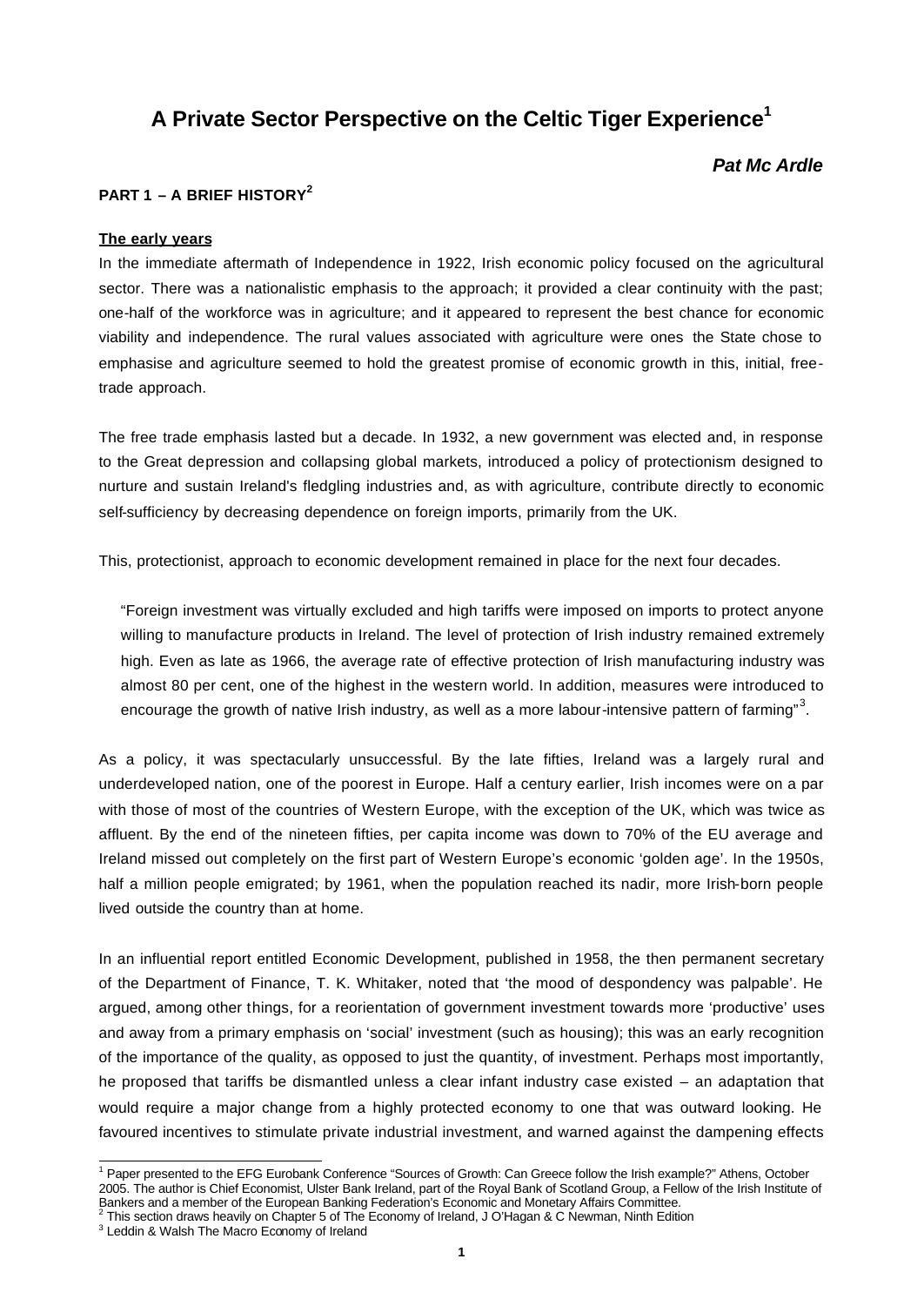# A Private Sector Perspective on the Celtic Tiger Experience[1]

***Pat Mc Ardle***

## PART 1 – A BRIEF HISTORY[2]

### The early years

In the immediate aftermath of Independence in 1922, Irish economic policy focused on the agricultural sector. There was a nationalistic emphasis to the approach; it provided a clear continuity with the past; one-half of the workforce was in agriculture; and it appeared to represent the best chance for economic viability and independence. The rural values associated with agriculture were ones the State chose to emphasise and agriculture seemed to hold the greatest promise of economic growth in this, initial, free-trade approach.

The free trade emphasis lasted but a decade. In 1932, a new government was elected and, in response to the Great depression and collapsing global markets, introduced a policy of protectionism designed to nurture and sustain Ireland's fledgling industries and, as with agriculture, contribute directly to economic self-sufficiency by decreasing dependence on foreign imports, primarily from the UK.

This, protectionist, approach to economic development remained in place for the next four decades.

> "Foreign investment was virtually excluded and high tariffs were imposed on imports to protect anyone willing to manufacture products in Ireland. The level of protection of Irish industry remained extremely high. Even as late as 1966, the average rate of effective protection of Irish manufacturing industry was almost 80 per cent, one of the highest in the western world. In addition, measures were introduced to encourage the growth of native Irish industry, as well as a more labour-intensive pattern of farming"[3].

As a policy, it was spectacularly unsuccessful. By the late fifties, Ireland was a largely rural and underdeveloped nation, one of the poorest in Europe. Half a century earlier, Irish incomes were on a par with those of most of the countries of Western Europe, with the exception of the UK, which was twice as affluent. By the end of the nineteen fifties, per capita income was down to 70% of the EU average and Ireland missed out completely on the first part of Western Europe's economic 'golden age'. In the 1950s, half a million people emigrated; by 1961, when the population reached its nadir, more Irish-born people lived outside the country than at home.

In an influential report entitled Economic Development, published in 1958, the then permanent secretary of the Department of Finance, T. K. Whitaker, noted that 'the mood of despondency was palpable'. He argued, among other things, for a reorientation of government investment towards more 'productive' uses and away from a primary emphasis on 'social' investment (such as housing); this was an early recognition of the importance of the quality, as opposed to just the quantity, of investment. Perhaps most importantly, he proposed that tariffs be dismantled unless a clear infant industry case existed – an adaptation that would require a major change from a highly protected economy to one that was outward looking. He favoured incentives to stimulate private industrial investment, and warned against the dampening effects

---

[1] Paper presented to the EFG Eurobank Conference "Sources of Growth: Can Greece follow the Irish example?" Athens, October 2005. The author is Chief Economist, Ulster Bank Ireland, part of the Royal Bank of Scotland Group, a Fellow of the Irish Institute of Bankers and a member of the European Banking Federation's Economic and Monetary Affairs Committee.

[2] This section draws heavily on Chapter 5 of The Economy of Ireland, J O'Hagan & C Newman, Ninth Edition

[3] Leddin & Walsh The Macro Economy of Ireland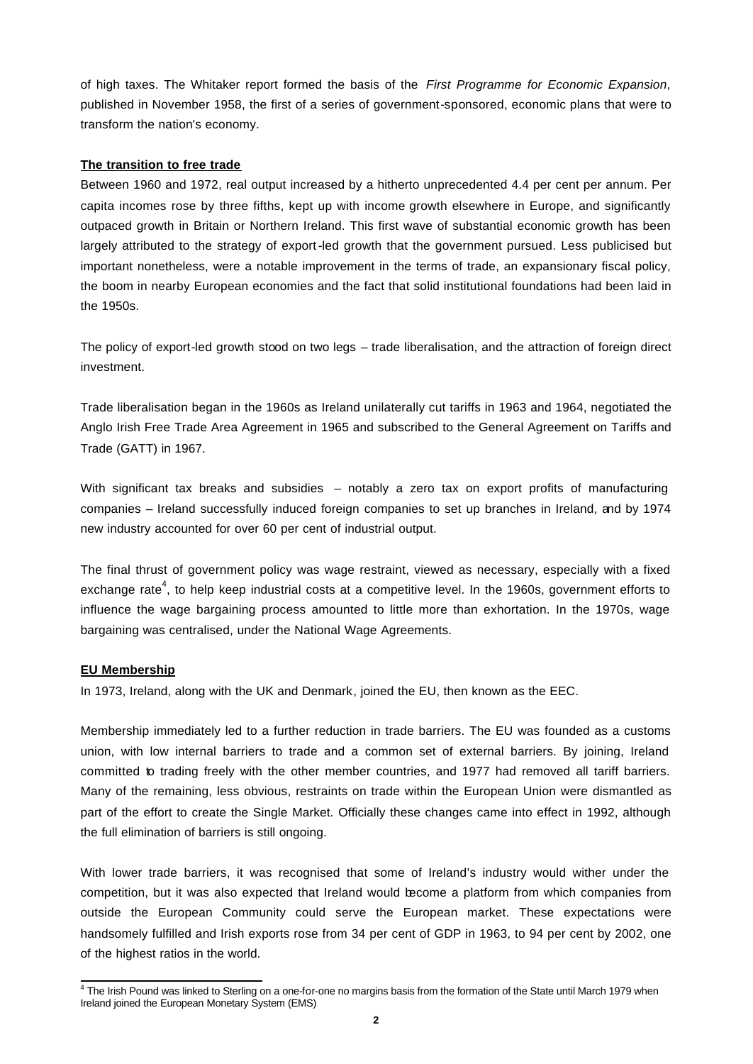of high taxes. The Whitaker report formed the basis of the *First Programme for Economic Expansion*, published in November 1958, the first of a series of government-sponsored, economic plans that were to transform the nation's economy.

**The transition to free trade**

Between 1960 and 1972, real output increased by a hitherto unprecedented 4.4 per cent per annum. Per capita incomes rose by three fifths, kept up with income growth elsewhere in Europe, and significantly outpaced growth in Britain or Northern Ireland. This first wave of substantial economic growth has been largely attributed to the strategy of export-led growth that the government pursued. Less publicised but important nonetheless, were a notable improvement in the terms of trade, an expansionary fiscal policy, the boom in nearby European economies and the fact that solid institutional foundations had been laid in the 1950s.

The policy of export-led growth stood on two legs – trade liberalisation, and the attraction of foreign direct investment.

Trade liberalisation began in the 1960s as Ireland unilaterally cut tariffs in 1963 and 1964, negotiated the Anglo Irish Free Trade Area Agreement in 1965 and subscribed to the General Agreement on Tariffs and Trade (GATT) in 1967.

With significant tax breaks and subsidies – notably a zero tax on export profits of manufacturing companies – Ireland successfully induced foreign companies to set up branches in Ireland, and by 1974 new industry accounted for over 60 per cent of industrial output.

The final thrust of government policy was wage restraint, viewed as necessary, especially with a fixed exchange rate[4], to help keep industrial costs at a competitive level. In the 1960s, government efforts to influence the wage bargaining process amounted to little more than exhortation. In the 1970s, wage bargaining was centralised, under the National Wage Agreements.

**EU Membership**

In 1973, Ireland, along with the UK and Denmark, joined the EU, then known as the EEC.

Membership immediately led to a further reduction in trade barriers. The EU was founded as a customs union, with low internal barriers to trade and a common set of external barriers. By joining, Ireland committed to trading freely with the other member countries, and 1977 had removed all tariff barriers. Many of the remaining, less obvious, restraints on trade within the European Union were dismantled as part of the effort to create the Single Market. Officially these changes came into effect in 1992, although the full elimination of barriers is still ongoing.

With lower trade barriers, it was recognised that some of Ireland's industry would wither under the competition, but it was also expected that Ireland would become a platform from which companies from outside the European Community could serve the European market. These expectations were handsomely fulfilled and Irish exports rose from 34 per cent of GDP in 1963, to 94 per cent by 2002, one of the highest ratios in the world.

---

[4] The Irish Pound was linked to Sterling on a one-for-one no margins basis from the formation of the State until March 1979 when Ireland joined the European Monetary System (EMS)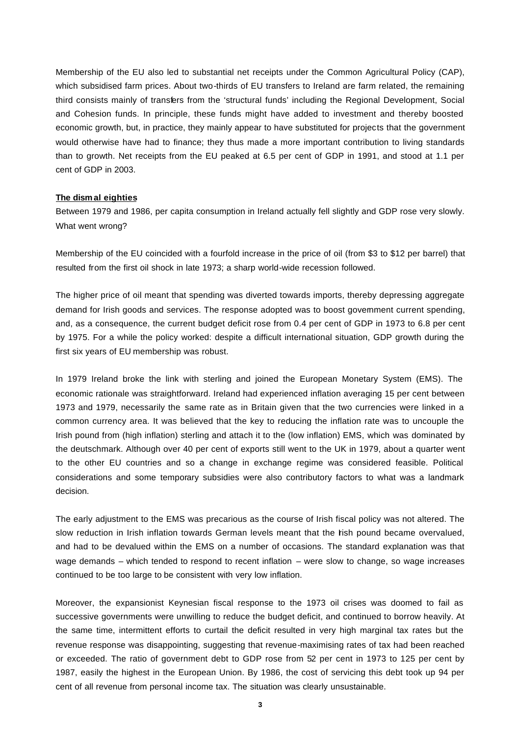Membership of the EU also led to substantial net receipts under the Common Agricultural Policy (CAP), which subsidised farm prices. About two-thirds of EU transfers to Ireland are farm related, the remaining third consists mainly of transfers from the 'structural funds' including the Regional Development, Social and Cohesion funds. In principle, these funds might have added to investment and thereby boosted economic growth, but, in practice, they mainly appear to have substituted for projects that the government would otherwise have had to finance; they thus made a more important contribution to living standards than to growth. Net receipts from the EU peaked at 6.5 per cent of GDP in 1991, and stood at 1.1 per cent of GDP in 2003.

**The dismal eighties**

Between 1979 and 1986, per capita consumption in Ireland actually fell slightly and GDP rose very slowly. What went wrong?

Membership of the EU coincided with a fourfold increase in the price of oil (from $3 to $12 per barrel) that resulted from the first oil shock in late 1973; a sharp world-wide recession followed.

The higher price of oil meant that spending was diverted towards imports, thereby depressing aggregate demand for Irish goods and services. The response adopted was to boost government current spending, and, as a consequence, the current budget deficit rose from 0.4 per cent of GDP in 1973 to 6.8 per cent by 1975. For a while the policy worked: despite a difficult international situation, GDP growth during the first six years of EU membership was robust.

In 1979 Ireland broke the link with sterling and joined the European Monetary System (EMS). The economic rationale was straightforward. Ireland had experienced inflation averaging 15 per cent between 1973 and 1979, necessarily the same rate as in Britain given that the two currencies were linked in a common currency area. It was believed that the key to reducing the inflation rate was to uncouple the Irish pound from (high inflation) sterling and attach it to the (low inflation) EMS, which was dominated by the deutschmark. Although over 40 per cent of exports still went to the UK in 1979, about a quarter went to the other EU countries and so a change in exchange regime was considered feasible. Political considerations and some temporary subsidies were also contributory factors to what was a landmark decision.

The early adjustment to the EMS was precarious as the course of Irish fiscal policy was not altered. The slow reduction in Irish inflation towards German levels meant that the Irish pound became overvalued, and had to be devalued within the EMS on a number of occasions. The standard explanation was that wage demands – which tended to respond to recent inflation – were slow to change, so wage increases continued to be too large to be consistent with very low inflation.

Moreover, the expansionist Keynesian fiscal response to the 1973 oil crises was doomed to fail as successive governments were unwilling to reduce the budget deficit, and continued to borrow heavily. At the same time, intermittent efforts to curtail the deficit resulted in very high marginal tax rates but the revenue response was disappointing, suggesting that revenue-maximising rates of tax had been reached or exceeded. The ratio of government debt to GDP rose from 52 per cent in 1973 to 125 per cent by 1987, easily the highest in the European Union. By 1986, the cost of servicing this debt took up 94 per cent of all revenue from personal income tax. The situation was clearly unsustainable.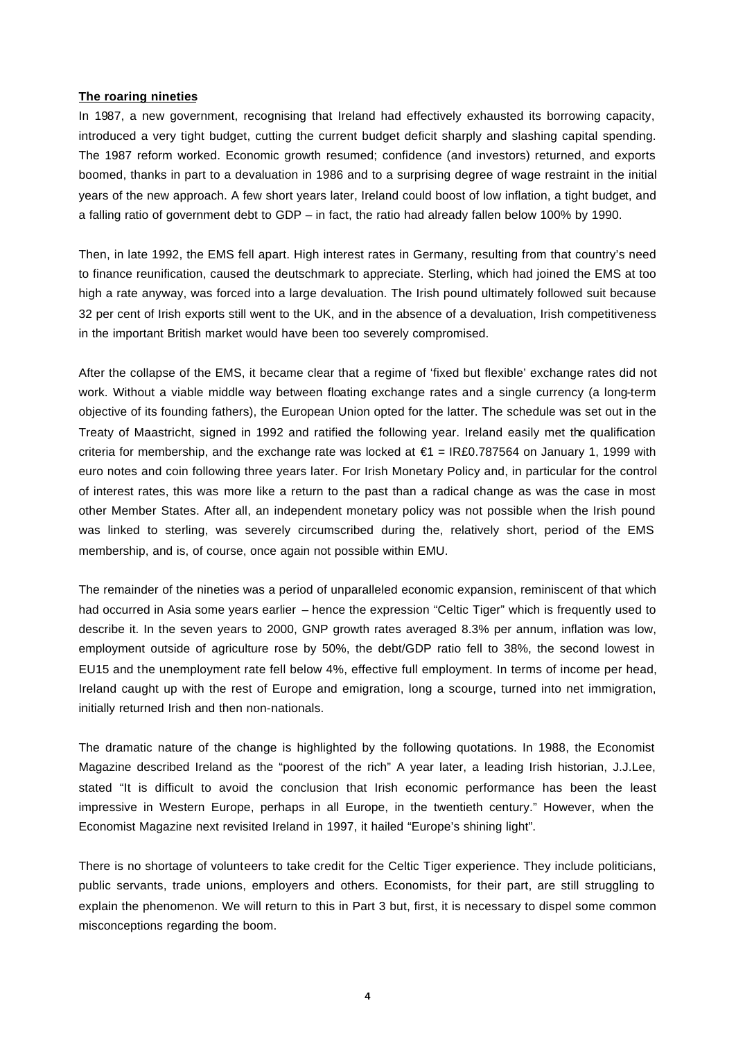**The roaring nineties**

In 1987, a new government, recognising that Ireland had effectively exhausted its borrowing capacity, introduced a very tight budget, cutting the current budget deficit sharply and slashing capital spending. The 1987 reform worked. Economic growth resumed; confidence (and investors) returned, and exports boomed, thanks in part to a devaluation in 1986 and to a surprising degree of wage restraint in the initial years of the new approach. A few short years later, Ireland could boost of low inflation, a tight budget, and a falling ratio of government debt to GDP – in fact, the ratio had already fallen below 100% by 1990.

Then, in late 1992, the EMS fell apart. High interest rates in Germany, resulting from that country's need to finance reunification, caused the deutschmark to appreciate. Sterling, which had joined the EMS at too high a rate anyway, was forced into a large devaluation. The Irish pound ultimately followed suit because 32 per cent of Irish exports still went to the UK, and in the absence of a devaluation, Irish competitiveness in the important British market would have been too severely compromised.

After the collapse of the EMS, it became clear that a regime of 'fixed but flexible' exchange rates did not work. Without a viable middle way between floating exchange rates and a single currency (a long-term objective of its founding fathers), the European Union opted for the latter. The schedule was set out in the Treaty of Maastricht, signed in 1992 and ratified the following year. Ireland easily met the qualification criteria for membership, and the exchange rate was locked at €1 = IR£0.787564 on January 1, 1999 with euro notes and coin following three years later. For Irish Monetary Policy and, in particular for the control of interest rates, this was more like a return to the past than a radical change as was the case in most other Member States. After all, an independent monetary policy was not possible when the Irish pound was linked to sterling, was severely circumscribed during the, relatively short, period of the EMS membership, and is, of course, once again not possible within EMU.

The remainder of the nineties was a period of unparalleled economic expansion, reminiscent of that which had occurred in Asia some years earlier – hence the expression "Celtic Tiger" which is frequently used to describe it. In the seven years to 2000, GNP growth rates averaged 8.3% per annum, inflation was low, employment outside of agriculture rose by 50%, the debt/GDP ratio fell to 38%, the second lowest in EU15 and the unemployment rate fell below 4%, effective full employment. In terms of income per head, Ireland caught up with the rest of Europe and emigration, long a scourge, turned into net immigration, initially returned Irish and then non-nationals.

The dramatic nature of the change is highlighted by the following quotations. In 1988, the Economist Magazine described Ireland as the "poorest of the rich" A year later, a leading Irish historian, J.J.Lee, stated "It is difficult to avoid the conclusion that Irish economic performance has been the least impressive in Western Europe, perhaps in all Europe, in the twentieth century." However, when the Economist Magazine next revisited Ireland in 1997, it hailed "Europe's shining light".

There is no shortage of volunteers to take credit for the Celtic Tiger experience. They include politicians, public servants, trade unions, employers and others. Economists, for their part, are still struggling to explain the phenomenon. We will return to this in Part 3 but, first, it is necessary to dispel some common misconceptions regarding the boom.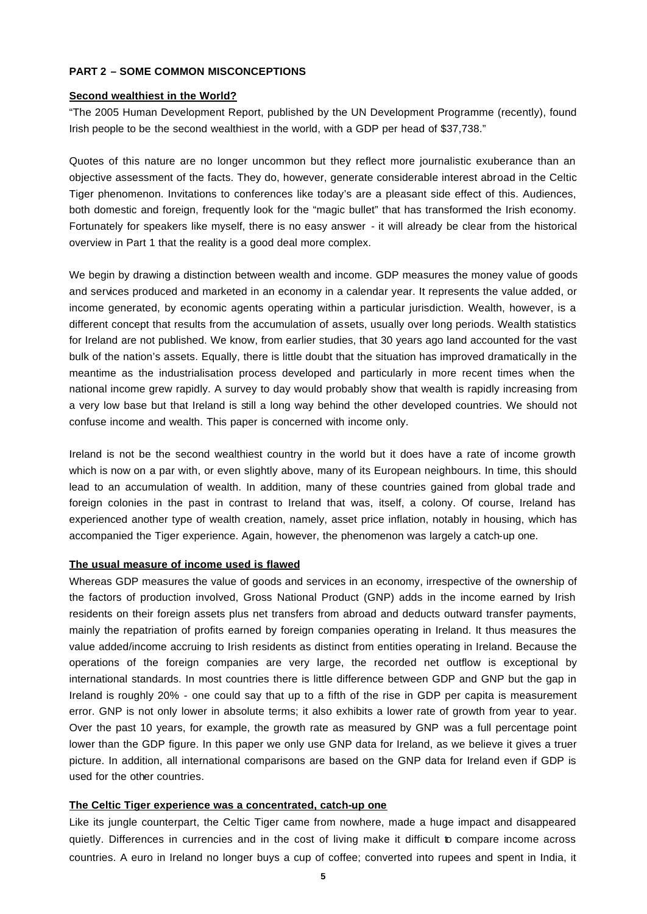**PART 2 – SOME COMMON MISCONCEPTIONS**

**Second wealthiest in the World?**

"The 2005 Human Development Report, published by the UN Development Programme (recently), found Irish people to be the second wealthiest in the world, with a GDP per head of $37,738."

Quotes of this nature are no longer uncommon but they reflect more journalistic exuberance than an objective assessment of the facts. They do, however, generate considerable interest abroad in the Celtic Tiger phenomenon. Invitations to conferences like today's are a pleasant side effect of this. Audiences, both domestic and foreign, frequently look for the "magic bullet" that has transformed the Irish economy. Fortunately for speakers like myself, there is no easy answer - it will already be clear from the historical overview in Part 1 that the reality is a good deal more complex.

We begin by drawing a distinction between wealth and income. GDP measures the money value of goods and services produced and marketed in an economy in a calendar year. It represents the value added, or income generated, by economic agents operating within a particular jurisdiction. Wealth, however, is a different concept that results from the accumulation of assets, usually over long periods. Wealth statistics for Ireland are not published. We know, from earlier studies, that 30 years ago land accounted for the vast bulk of the nation's assets. Equally, there is little doubt that the situation has improved dramatically in the meantime as the industrialisation process developed and particularly in more recent times when the national income grew rapidly. A survey to day would probably show that wealth is rapidly increasing from a very low base but that Ireland is still a long way behind the other developed countries. We should not confuse income and wealth. This paper is concerned with income only.

Ireland is not be the second wealthiest country in the world but it does have a rate of income growth which is now on a par with, or even slightly above, many of its European neighbours. In time, this should lead to an accumulation of wealth. In addition, many of these countries gained from global trade and foreign colonies in the past in contrast to Ireland that was, itself, a colony. Of course, Ireland has experienced another type of wealth creation, namely, asset price inflation, notably in housing, which has accompanied the Tiger experience. Again, however, the phenomenon was largely a catch-up one.

**The usual measure of income used is flawed**

Whereas GDP measures the value of goods and services in an economy, irrespective of the ownership of the factors of production involved, Gross National Product (GNP) adds in the income earned by Irish residents on their foreign assets plus net transfers from abroad and deducts outward transfer payments, mainly the repatriation of profits earned by foreign companies operating in Ireland. It thus measures the value added/income accruing to Irish residents as distinct from entities operating in Ireland. Because the operations of the foreign companies are very large, the recorded net outflow is exceptional by international standards. In most countries there is little difference between GDP and GNP but the gap in Ireland is roughly 20% - one could say that up to a fifth of the rise in GDP per capita is measurement error. GNP is not only lower in absolute terms; it also exhibits a lower rate of growth from year to year. Over the past 10 years, for example, the growth rate as measured by GNP was a full percentage point lower than the GDP figure. In this paper we only use GNP data for Ireland, as we believe it gives a truer picture. In addition, all international comparisons are based on the GNP data for Ireland even if GDP is used for the other countries.

**The Celtic Tiger experience was a concentrated, catch-up one**

Like its jungle counterpart, the Celtic Tiger came from nowhere, made a huge impact and disappeared quietly. Differences in currencies and in the cost of living make it difficult to compare income across countries. A euro in Ireland no longer buys a cup of coffee; converted into rupees and spent in India, it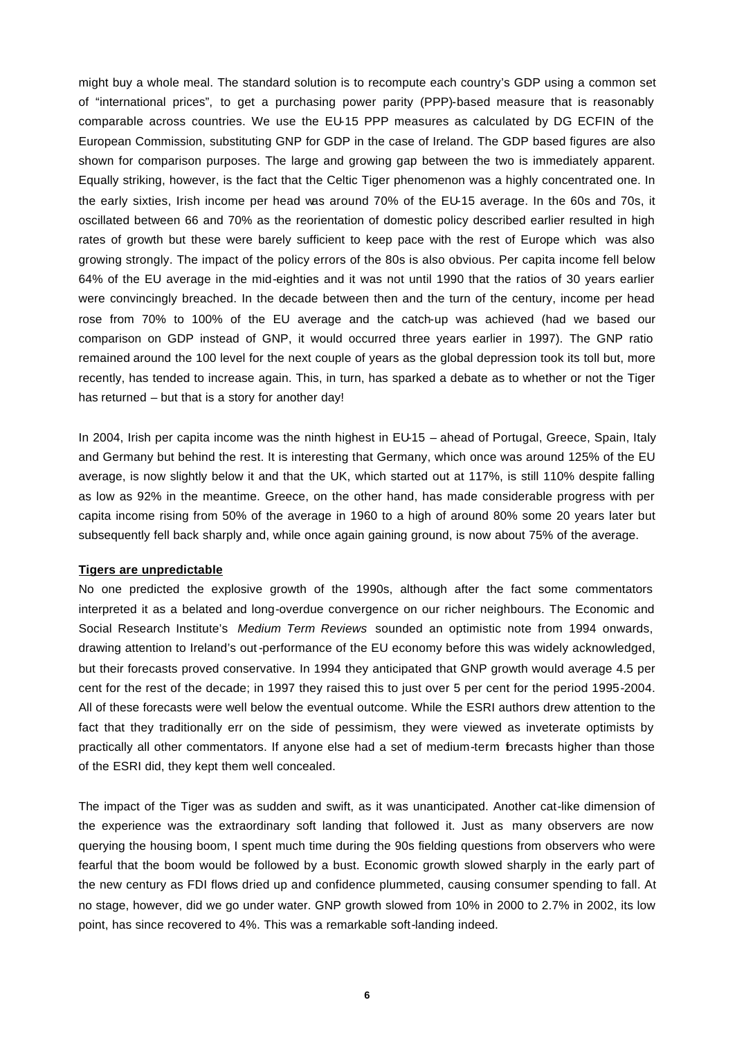might buy a whole meal. The standard solution is to recompute each country's GDP using a common set of "international prices", to get a purchasing power parity (PPP)-based measure that is reasonably comparable across countries. We use the EU-15 PPP measures as calculated by DG ECFIN of the European Commission, substituting GNP for GDP in the case of Ireland. The GDP based figures are also shown for comparison purposes. The large and growing gap between the two is immediately apparent. Equally striking, however, is the fact that the Celtic Tiger phenomenon was a highly concentrated one. In the early sixties, Irish income per head was around 70% of the EU-15 average. In the 60s and 70s, it oscillated between 66 and 70% as the reorientation of domestic policy described earlier resulted in high rates of growth but these were barely sufficient to keep pace with the rest of Europe which was also growing strongly. The impact of the policy errors of the 80s is also obvious. Per capita income fell below 64% of the EU average in the mid-eighties and it was not until 1990 that the ratios of 30 years earlier were convincingly breached. In the decade between then and the turn of the century, income per head rose from 70% to 100% of the EU average and the catch-up was achieved (had we based our comparison on GDP instead of GNP, it would occurred three years earlier in 1997). The GNP ratio remained around the 100 level for the next couple of years as the global depression took its toll but, more recently, has tended to increase again. This, in turn, has sparked a debate as to whether or not the Tiger has returned – but that is a story for another day!

In 2004, Irish per capita income was the ninth highest in EU-15 – ahead of Portugal, Greece, Spain, Italy and Germany but behind the rest. It is interesting that Germany, which once was around 125% of the EU average, is now slightly below it and that the UK, which started out at 117%, is still 110% despite falling as low as 92% in the meantime. Greece, on the other hand, has made considerable progress with per capita income rising from 50% of the average in 1960 to a high of around 80% some 20 years later but subsequently fell back sharply and, while once again gaining ground, is now about 75% of the average.

**Tigers are unpredictable**

No one predicted the explosive growth of the 1990s, although after the fact some commentators interpreted it as a belated and long-overdue convergence on our richer neighbours. The Economic and Social Research Institute's *Medium Term Reviews* sounded an optimistic note from 1994 onwards, drawing attention to Ireland's out-performance of the EU economy before this was widely acknowledged, but their forecasts proved conservative. In 1994 they anticipated that GNP growth would average 4.5 per cent for the rest of the decade; in 1997 they raised this to just over 5 per cent for the period 1995-2004. All of these forecasts were well below the eventual outcome. While the ESRI authors drew attention to the fact that they traditionally err on the side of pessimism, they were viewed as inveterate optimists by practically all other commentators. If anyone else had a set of medium-term forecasts higher than those of the ESRI did, they kept them well concealed.

The impact of the Tiger was as sudden and swift, as it was unanticipated. Another cat-like dimension of the experience was the extraordinary soft landing that followed it. Just as many observers are now querying the housing boom, I spent much time during the 90s fielding questions from observers who were fearful that the boom would be followed by a bust. Economic growth slowed sharply in the early part of the new century as FDI flows dried up and confidence plummeted, causing consumer spending to fall. At no stage, however, did we go under water. GNP growth slowed from 10% in 2000 to 2.7% in 2002, its low point, has since recovered to 4%. This was a remarkable soft-landing indeed.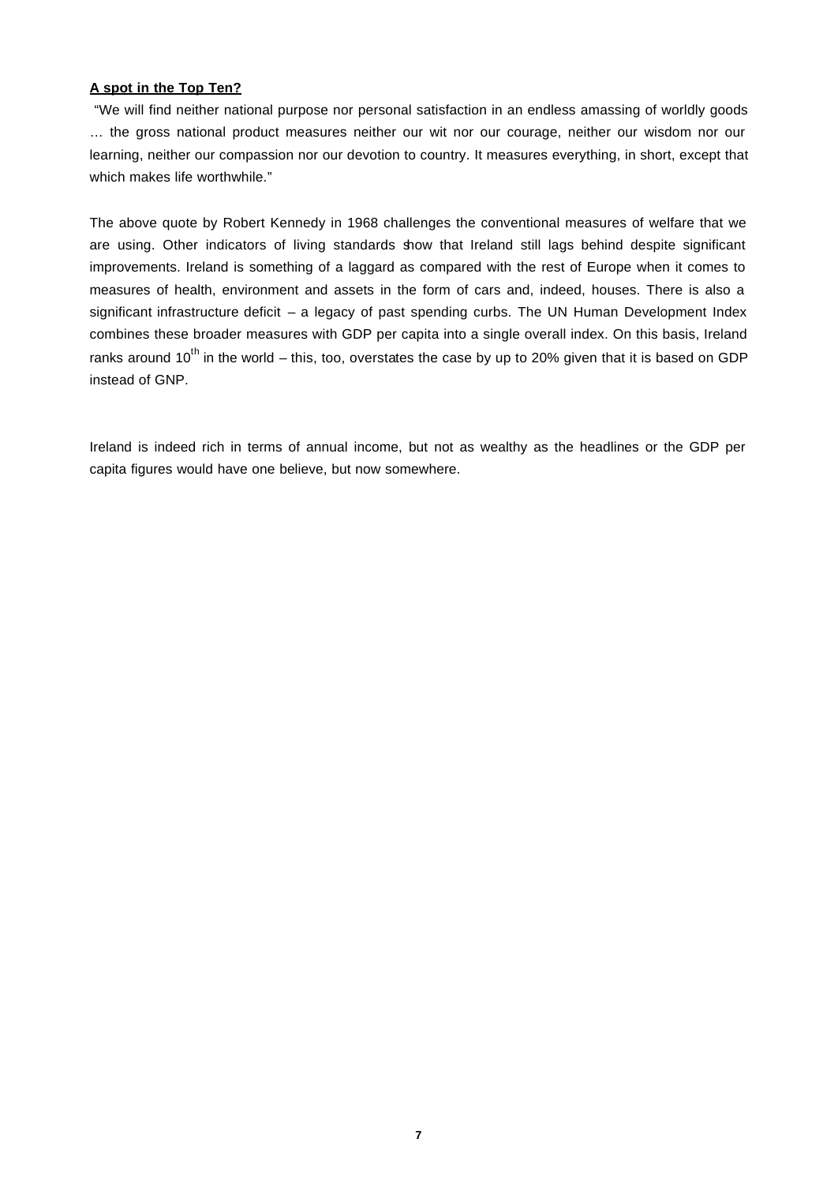**A spot in the Top Ten?**

"We will find neither national purpose nor personal satisfaction in an endless amassing of worldly goods … the gross national product measures neither our wit nor our courage, neither our wisdom nor our learning, neither our compassion nor our devotion to country. It measures everything, in short, except that which makes life worthwhile."

The above quote by Robert Kennedy in 1968 challenges the conventional measures of welfare that we are using. Other indicators of living standards show that Ireland still lags behind despite significant improvements. Ireland is something of a laggard as compared with the rest of Europe when it comes to measures of health, environment and assets in the form of cars and, indeed, houses. There is also a significant infrastructure deficit – a legacy of past spending curbs. The UN Human Development Index combines these broader measures with GDP per capita into a single overall index. On this basis, Ireland ranks around 10$^{th}$ in the world – this, too, overstates the case by up to 20% given that it is based on GDP instead of GNP.

Ireland is indeed rich in terms of annual income, but not as wealthy as the headlines or the GDP per capita figures would have one believe, but now somewhere.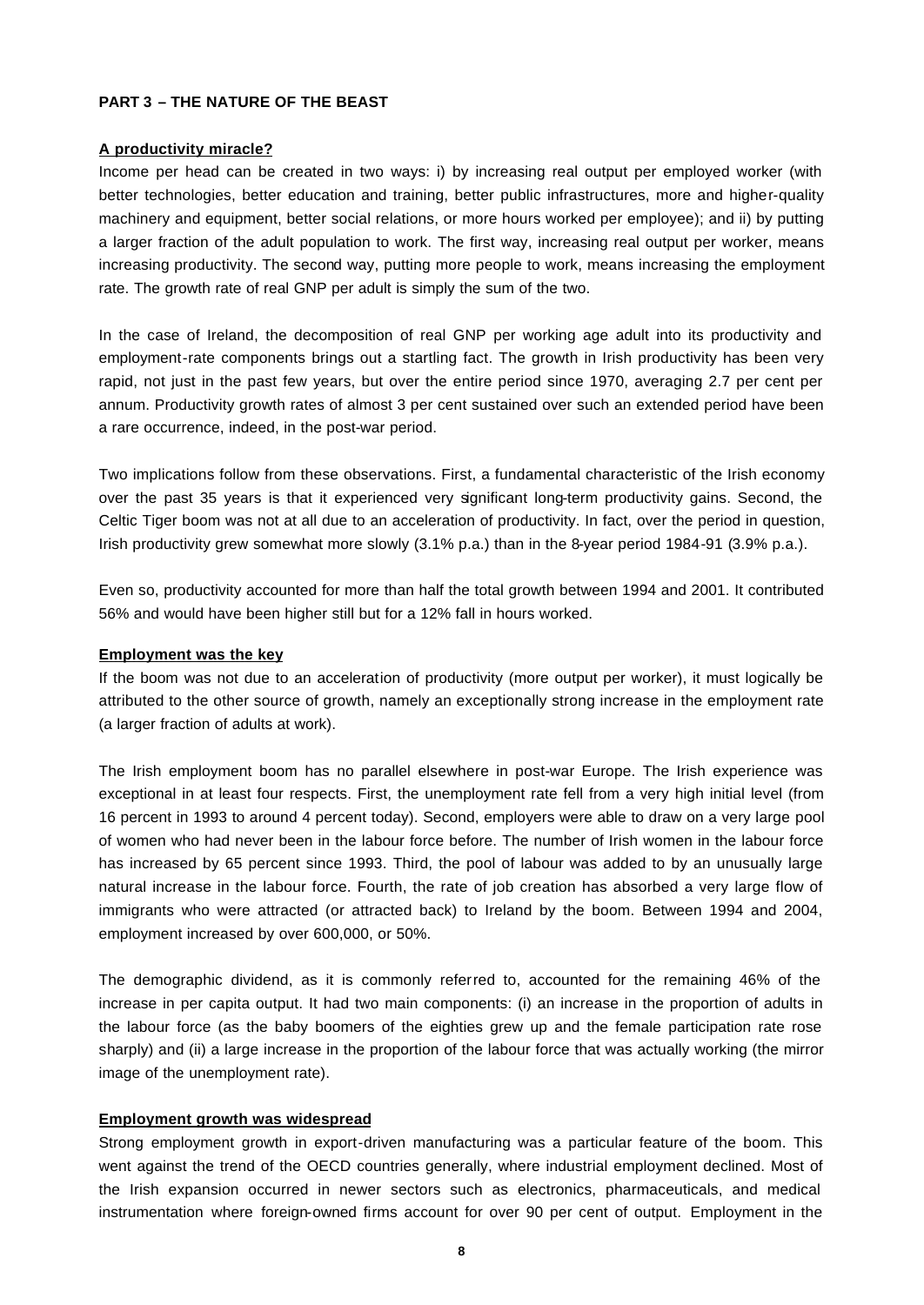## PART 3 – THE NATURE OF THE BEAST

### A productivity miracle?

Income per head can be created in two ways: i) by increasing real output per employed worker (with better technologies, better education and training, better public infrastructures, more and higher-quality machinery and equipment, better social relations, or more hours worked per employee); and ii) by putting a larger fraction of the adult population to work. The first way, increasing real output per worker, means increasing productivity. The second way, putting more people to work, means increasing the employment rate. The growth rate of real GNP per adult is simply the sum of the two.

In the case of Ireland, the decomposition of real GNP per working age adult into its productivity and employment-rate components brings out a startling fact. The growth in Irish productivity has been very rapid, not just in the past few years, but over the entire period since 1970, averaging 2.7 per cent per annum. Productivity growth rates of almost 3 per cent sustained over such an extended period have been a rare occurrence, indeed, in the post-war period.

Two implications follow from these observations. First, a fundamental characteristic of the Irish economy over the past 35 years is that it experienced very significant long-term productivity gains. Second, the Celtic Tiger boom was not at all due to an acceleration of productivity. In fact, over the period in question, Irish productivity grew somewhat more slowly (3.1% p.a.) than in the 8-year period 1984-91 (3.9% p.a.).

Even so, productivity accounted for more than half the total growth between 1994 and 2001. It contributed 56% and would have been higher still but for a 12% fall in hours worked.

### Employment was the key

If the boom was not due to an acceleration of productivity (more output per worker), it must logically be attributed to the other source of growth, namely an exceptionally strong increase in the employment rate (a larger fraction of adults at work).

The Irish employment boom has no parallel elsewhere in post-war Europe. The Irish experience was exceptional in at least four respects. First, the unemployment rate fell from a very high initial level (from 16 percent in 1993 to around 4 percent today). Second, employers were able to draw on a very large pool of women who had never been in the labour force before. The number of Irish women in the labour force has increased by 65 percent since 1993. Third, the pool of labour was added to by an unusually large natural increase in the labour force. Fourth, the rate of job creation has absorbed a very large flow of immigrants who were attracted (or attracted back) to Ireland by the boom. Between 1994 and 2004, employment increased by over 600,000, or 50%.

The demographic dividend, as it is commonly referred to, accounted for the remaining 46% of the increase in per capita output. It had two main components: (i) an increase in the proportion of adults in the labour force (as the baby boomers of the eighties grew up and the female participation rate rose sharply) and (ii) a large increase in the proportion of the labour force that was actually working (the mirror image of the unemployment rate).

### Employment growth was widespread

Strong employment growth in export-driven manufacturing was a particular feature of the boom. This went against the trend of the OECD countries generally, where industrial employment declined. Most of the Irish expansion occurred in newer sectors such as electronics, pharmaceuticals, and medical instrumentation where foreign-owned firms account for over 90 per cent of output. Employment in the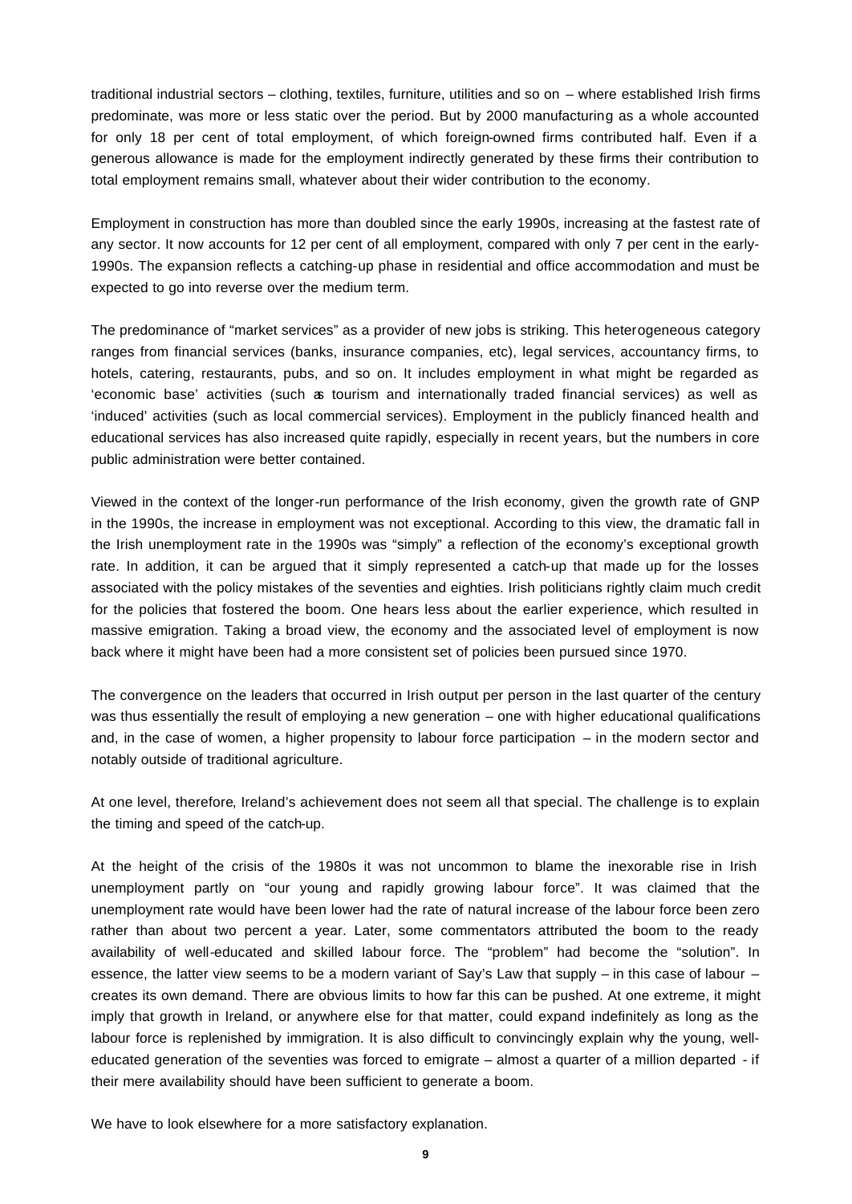traditional industrial sectors – clothing, textiles, furniture, utilities and so on – where established Irish firms predominate, was more or less static over the period. But by 2000 manufacturing as a whole accounted for only 18 per cent of total employment, of which foreign-owned firms contributed half. Even if a generous allowance is made for the employment indirectly generated by these firms their contribution to total employment remains small, whatever about their wider contribution to the economy.

Employment in construction has more than doubled since the early 1990s, increasing at the fastest rate of any sector. It now accounts for 12 per cent of all employment, compared with only 7 per cent in the early-1990s. The expansion reflects a catching-up phase in residential and office accommodation and must be expected to go into reverse over the medium term.

The predominance of "market services" as a provider of new jobs is striking. This heterogeneous category ranges from financial services (banks, insurance companies, etc), legal services, accountancy firms, to hotels, catering, restaurants, pubs, and so on. It includes employment in what might be regarded as 'economic base' activities (such as tourism and internationally traded financial services) as well as 'induced' activities (such as local commercial services). Employment in the publicly financed health and educational services has also increased quite rapidly, especially in recent years, but the numbers in core public administration were better contained.

Viewed in the context of the longer-run performance of the Irish economy, given the growth rate of GNP in the 1990s, the increase in employment was not exceptional. According to this view, the dramatic fall in the Irish unemployment rate in the 1990s was "simply" a reflection of the economy's exceptional growth rate. In addition, it can be argued that it simply represented a catch-up that made up for the losses associated with the policy mistakes of the seventies and eighties. Irish politicians rightly claim much credit for the policies that fostered the boom. One hears less about the earlier experience, which resulted in massive emigration. Taking a broad view, the economy and the associated level of employment is now back where it might have been had a more consistent set of policies been pursued since 1970.

The convergence on the leaders that occurred in Irish output per person in the last quarter of the century was thus essentially the result of employing a new generation – one with higher educational qualifications and, in the case of women, a higher propensity to labour force participation – in the modern sector and notably outside of traditional agriculture.

At one level, therefore, Ireland's achievement does not seem all that special. The challenge is to explain the timing and speed of the catch-up.

At the height of the crisis of the 1980s it was not uncommon to blame the inexorable rise in Irish unemployment partly on "our young and rapidly growing labour force". It was claimed that the unemployment rate would have been lower had the rate of natural increase of the labour force been zero rather than about two percent a year. Later, some commentators attributed the boom to the ready availability of well-educated and skilled labour force. The "problem" had become the "solution". In essence, the latter view seems to be a modern variant of Say's Law that supply – in this case of labour – creates its own demand. There are obvious limits to how far this can be pushed. At one extreme, it might imply that growth in Ireland, or anywhere else for that matter, could expand indefinitely as long as the labour force is replenished by immigration. It is also difficult to convincingly explain why the young, well-educated generation of the seventies was forced to emigrate – almost a quarter of a million departed - if their mere availability should have been sufficient to generate a boom.

We have to look elsewhere for a more satisfactory explanation.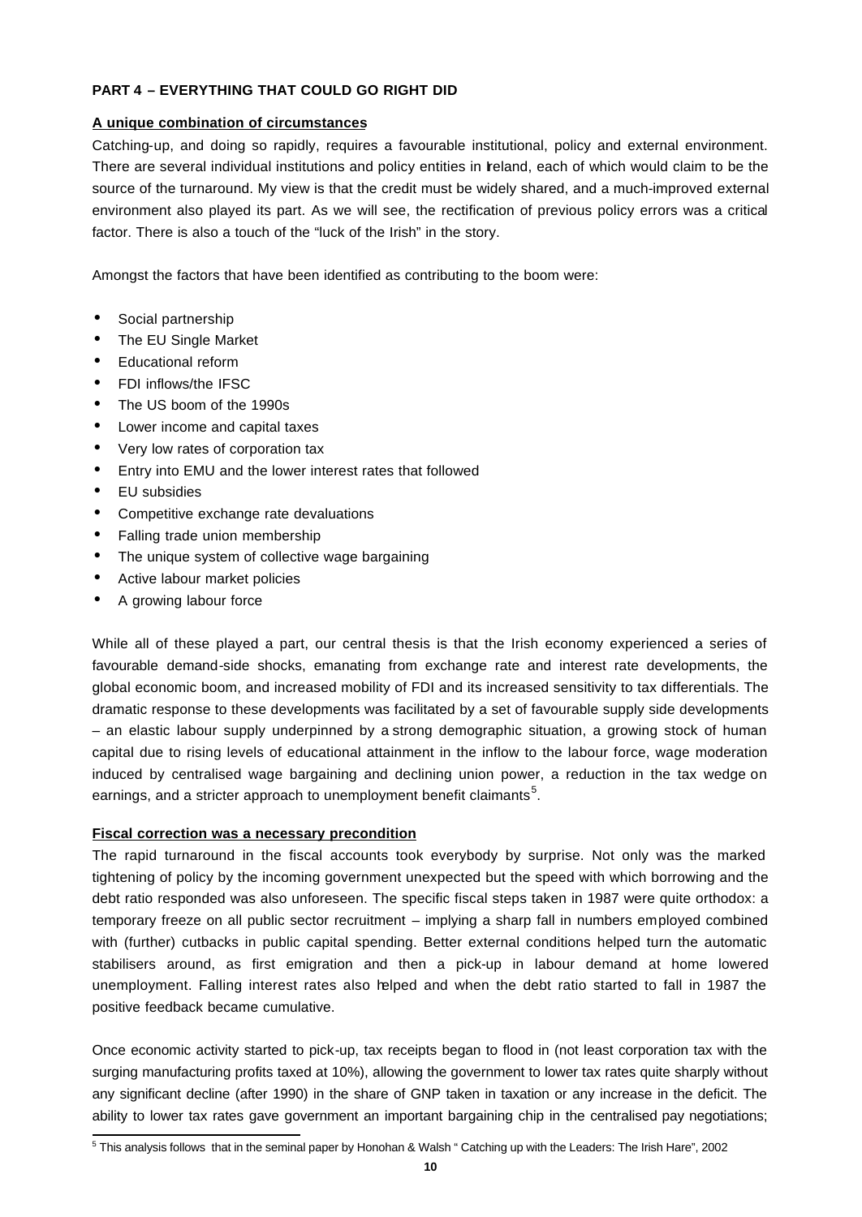## PART 4 – EVERYTHING THAT COULD GO RIGHT DID

### A unique combination of circumstances

Catching-up, and doing so rapidly, requires a favourable institutional, policy and external environment. There are several individual institutions and policy entities in Ireland, each of which would claim to be the source of the turnaround. My view is that the credit must be widely shared, and a much-improved external environment also played its part. As we will see, the rectification of previous policy errors was a critical factor. There is also a touch of the "luck of the Irish" in the story.

Amongst the factors that have been identified as contributing to the boom were:

- Social partnership
- The EU Single Market
- Educational reform
- FDI inflows/the IFSC
- The US boom of the 1990s
- Lower income and capital taxes
- Very low rates of corporation tax
- Entry into EMU and the lower interest rates that followed
- EU subsidies
- Competitive exchange rate devaluations
- Falling trade union membership
- The unique system of collective wage bargaining
- Active labour market policies
- A growing labour force

While all of these played a part, our central thesis is that the Irish economy experienced a series of favourable demand-side shocks, emanating from exchange rate and interest rate developments, the global economic boom, and increased mobility of FDI and its increased sensitivity to tax differentials. The dramatic response to these developments was facilitated by a set of favourable supply side developments – an elastic labour supply underpinned by a strong demographic situation, a growing stock of human capital due to rising levels of educational attainment in the inflow to the labour force, wage moderation induced by centralised wage bargaining and declining union power, a reduction in the tax wedge on earnings, and a stricter approach to unemployment benefit claimants[5].

### Fiscal correction was a necessary precondition

The rapid turnaround in the fiscal accounts took everybody by surprise. Not only was the marked tightening of policy by the incoming government unexpected but the speed with which borrowing and the debt ratio responded was also unforeseen. The specific fiscal steps taken in 1987 were quite orthodox: a temporary freeze on all public sector recruitment – implying a sharp fall in numbers employed combined with (further) cutbacks in public capital spending. Better external conditions helped turn the automatic stabilisers around, as first emigration and then a pick-up in labour demand at home lowered unemployment. Falling interest rates also helped and when the debt ratio started to fall in 1987 the positive feedback became cumulative.

Once economic activity started to pick-up, tax receipts began to flood in (not least corporation tax with the surging manufacturing profits taxed at 10%), allowing the government to lower tax rates quite sharply without any significant decline (after 1990) in the share of GNP taken in taxation or any increase in the deficit. The ability to lower tax rates gave government an important bargaining chip in the centralised pay negotiations;

[5] This analysis follows that in the seminal paper by Honohan & Walsh " Catching up with the Leaders: The Irish Hare", 2002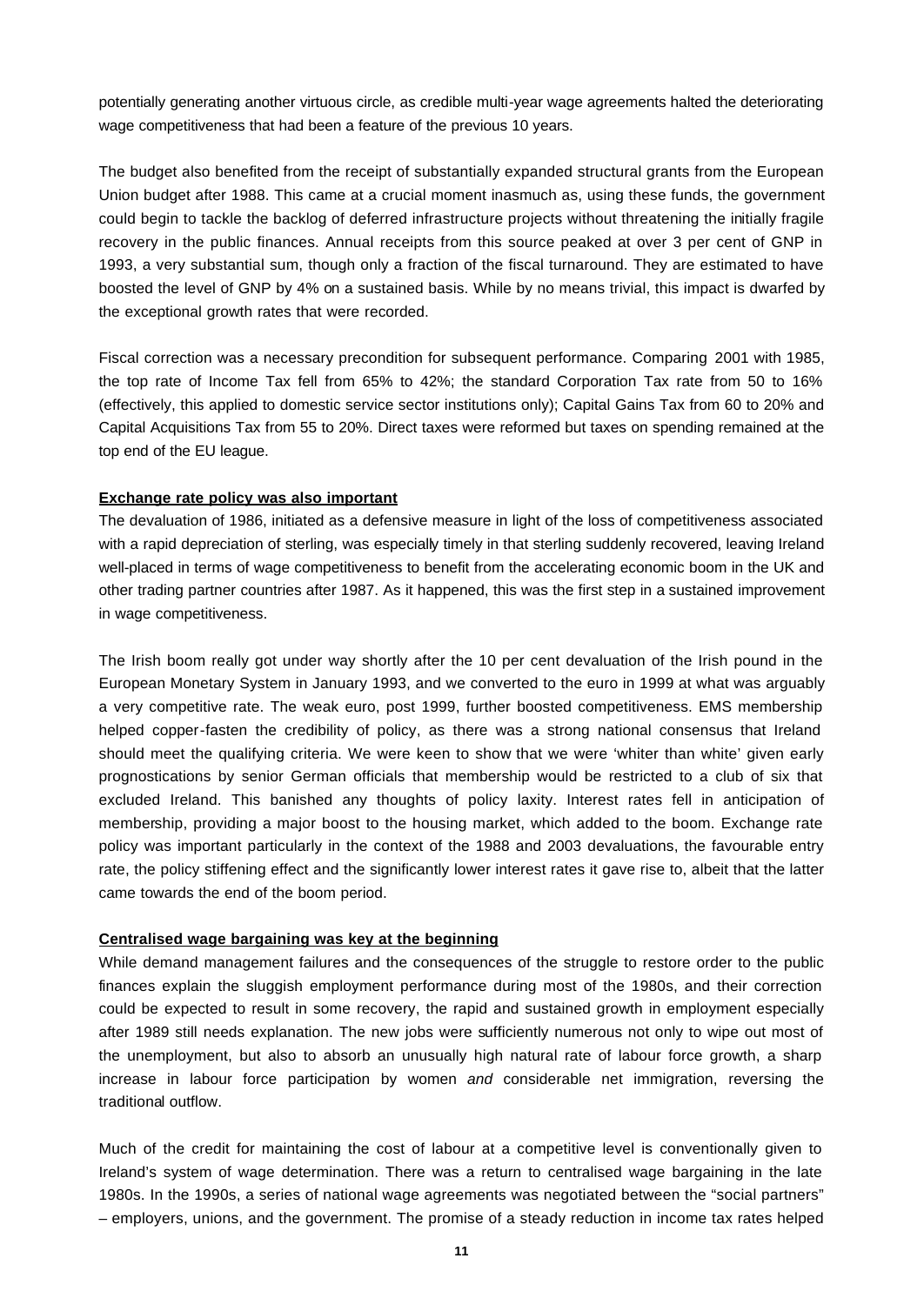potentially generating another virtuous circle, as credible multi-year wage agreements halted the deteriorating wage competitiveness that had been a feature of the previous 10 years.

The budget also benefited from the receipt of substantially expanded structural grants from the European Union budget after 1988. This came at a crucial moment inasmuch as, using these funds, the government could begin to tackle the backlog of deferred infrastructure projects without threatening the initially fragile recovery in the public finances. Annual receipts from this source peaked at over 3 per cent of GNP in 1993, a very substantial sum, though only a fraction of the fiscal turnaround. They are estimated to have boosted the level of GNP by 4% on a sustained basis. While by no means trivial, this impact is dwarfed by the exceptional growth rates that were recorded.

Fiscal correction was a necessary precondition for subsequent performance. Comparing 2001 with 1985, the top rate of Income Tax fell from 65% to 42%; the standard Corporation Tax rate from 50 to 16% (effectively, this applied to domestic service sector institutions only); Capital Gains Tax from 60 to 20% and Capital Acquisitions Tax from 55 to 20%. Direct taxes were reformed but taxes on spending remained at the top end of the EU league.

**Exchange rate policy was also important**

The devaluation of 1986, initiated as a defensive measure in light of the loss of competitiveness associated with a rapid depreciation of sterling, was especially timely in that sterling suddenly recovered, leaving Ireland well-placed in terms of wage competitiveness to benefit from the accelerating economic boom in the UK and other trading partner countries after 1987. As it happened, this was the first step in a sustained improvement in wage competitiveness.

The Irish boom really got under way shortly after the 10 per cent devaluation of the Irish pound in the European Monetary System in January 1993, and we converted to the euro in 1999 at what was arguably a very competitive rate. The weak euro, post 1999, further boosted competitiveness. EMS membership helped copper-fasten the credibility of policy, as there was a strong national consensus that Ireland should meet the qualifying criteria. We were keen to show that we were 'whiter than white' given early prognostications by senior German officials that membership would be restricted to a club of six that excluded Ireland. This banished any thoughts of policy laxity. Interest rates fell in anticipation of membership, providing a major boost to the housing market, which added to the boom. Exchange rate policy was important particularly in the context of the 1988 and 2003 devaluations, the favourable entry rate, the policy stiffening effect and the significantly lower interest rates it gave rise to, albeit that the latter came towards the end of the boom period.

**Centralised wage bargaining was key at the beginning**

While demand management failures and the consequences of the struggle to restore order to the public finances explain the sluggish employment performance during most of the 1980s, and their correction could be expected to result in some recovery, the rapid and sustained growth in employment especially after 1989 still needs explanation. The new jobs were sufficiently numerous not only to wipe out most of the unemployment, but also to absorb an unusually high natural rate of labour force growth, a sharp increase in labour force participation by women *and* considerable net immigration, reversing the traditional outflow.

Much of the credit for maintaining the cost of labour at a competitive level is conventionally given to Ireland's system of wage determination. There was a return to centralised wage bargaining in the late 1980s. In the 1990s, a series of national wage agreements was negotiated between the "social partners" – employers, unions, and the government. The promise of a steady reduction in income tax rates helped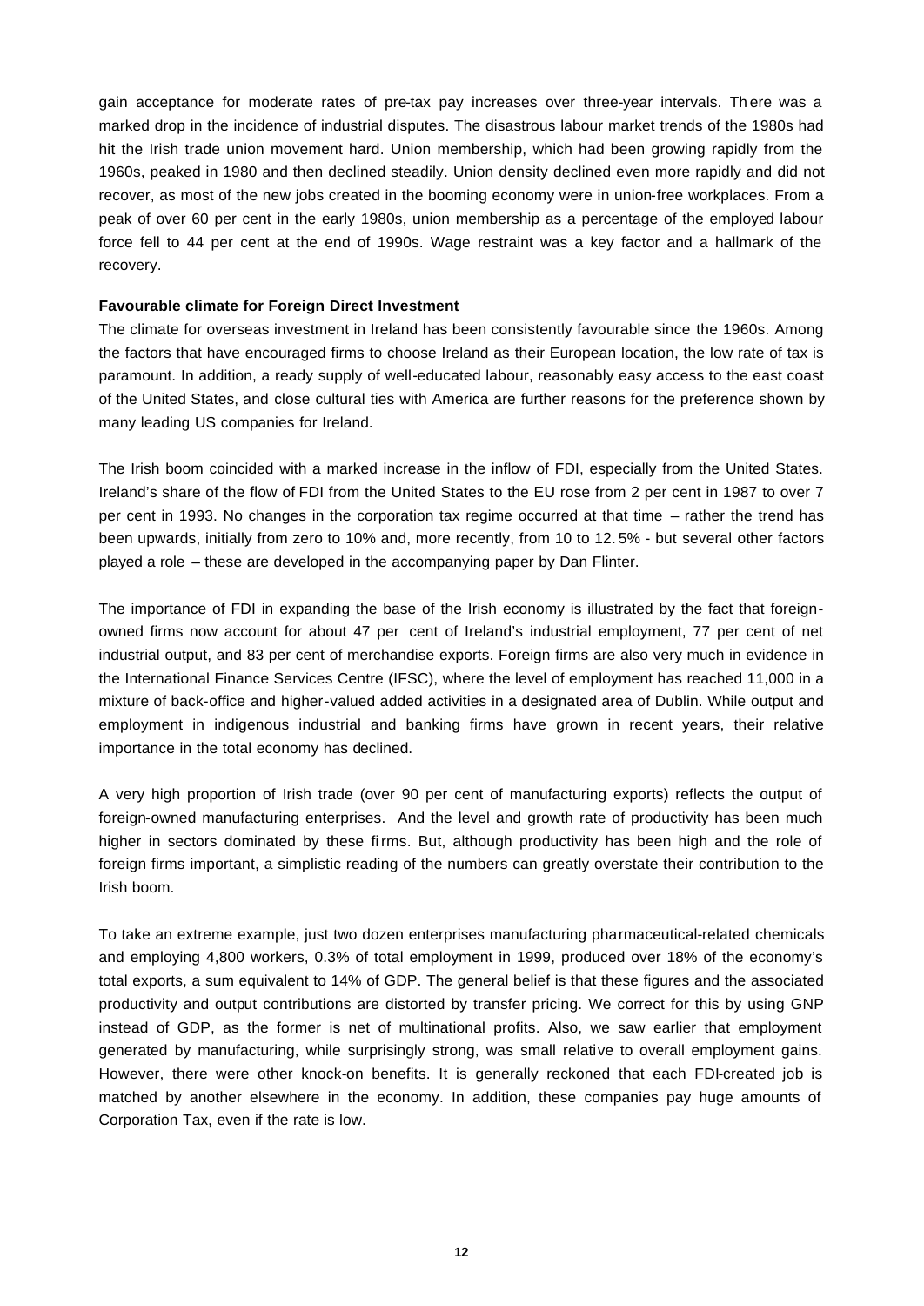gain acceptance for moderate rates of pre-tax pay increases over three-year intervals. There was a marked drop in the incidence of industrial disputes. The disastrous labour market trends of the 1980s had hit the Irish trade union movement hard. Union membership, which had been growing rapidly from the 1960s, peaked in 1980 and then declined steadily. Union density declined even more rapidly and did not recover, as most of the new jobs created in the booming economy were in union-free workplaces. From a peak of over 60 per cent in the early 1980s, union membership as a percentage of the employed labour force fell to 44 per cent at the end of 1990s. Wage restraint was a key factor and a hallmark of the recovery.

**Favourable climate for Foreign Direct Investment**

The climate for overseas investment in Ireland has been consistently favourable since the 1960s. Among the factors that have encouraged firms to choose Ireland as their European location, the low rate of tax is paramount. In addition, a ready supply of well-educated labour, reasonably easy access to the east coast of the United States, and close cultural ties with America are further reasons for the preference shown by many leading US companies for Ireland.

The Irish boom coincided with a marked increase in the inflow of FDI, especially from the United States. Ireland's share of the flow of FDI from the United States to the EU rose from 2 per cent in 1987 to over 7 per cent in 1993. No changes in the corporation tax regime occurred at that time – rather the trend has been upwards, initially from zero to 10% and, more recently, from 10 to 12.5% - but several other factors played a role – these are developed in the accompanying paper by Dan Flinter.

The importance of FDI in expanding the base of the Irish economy is illustrated by the fact that foreign-owned firms now account for about 47 per cent of Ireland's industrial employment, 77 per cent of net industrial output, and 83 per cent of merchandise exports. Foreign firms are also very much in evidence in the International Finance Services Centre (IFSC), where the level of employment has reached 11,000 in a mixture of back-office and higher-valued added activities in a designated area of Dublin. While output and employment in indigenous industrial and banking firms have grown in recent years, their relative importance in the total economy has declined.

A very high proportion of Irish trade (over 90 per cent of manufacturing exports) reflects the output of foreign-owned manufacturing enterprises. And the level and growth rate of productivity has been much higher in sectors dominated by these firms. But, although productivity has been high and the role of foreign firms important, a simplistic reading of the numbers can greatly overstate their contribution to the Irish boom.

To take an extreme example, just two dozen enterprises manufacturing pharmaceutical-related chemicals and employing 4,800 workers, 0.3% of total employment in 1999, produced over 18% of the economy's total exports, a sum equivalent to 14% of GDP. The general belief is that these figures and the associated productivity and output contributions are distorted by transfer pricing. We correct for this by using GNP instead of GDP, as the former is net of multinational profits. Also, we saw earlier that employment generated by manufacturing, while surprisingly strong, was small relative to overall employment gains. However, there were other knock-on benefits. It is generally reckoned that each FDI-created job is matched by another elsewhere in the economy. In addition, these companies pay huge amounts of Corporation Tax, even if the rate is low.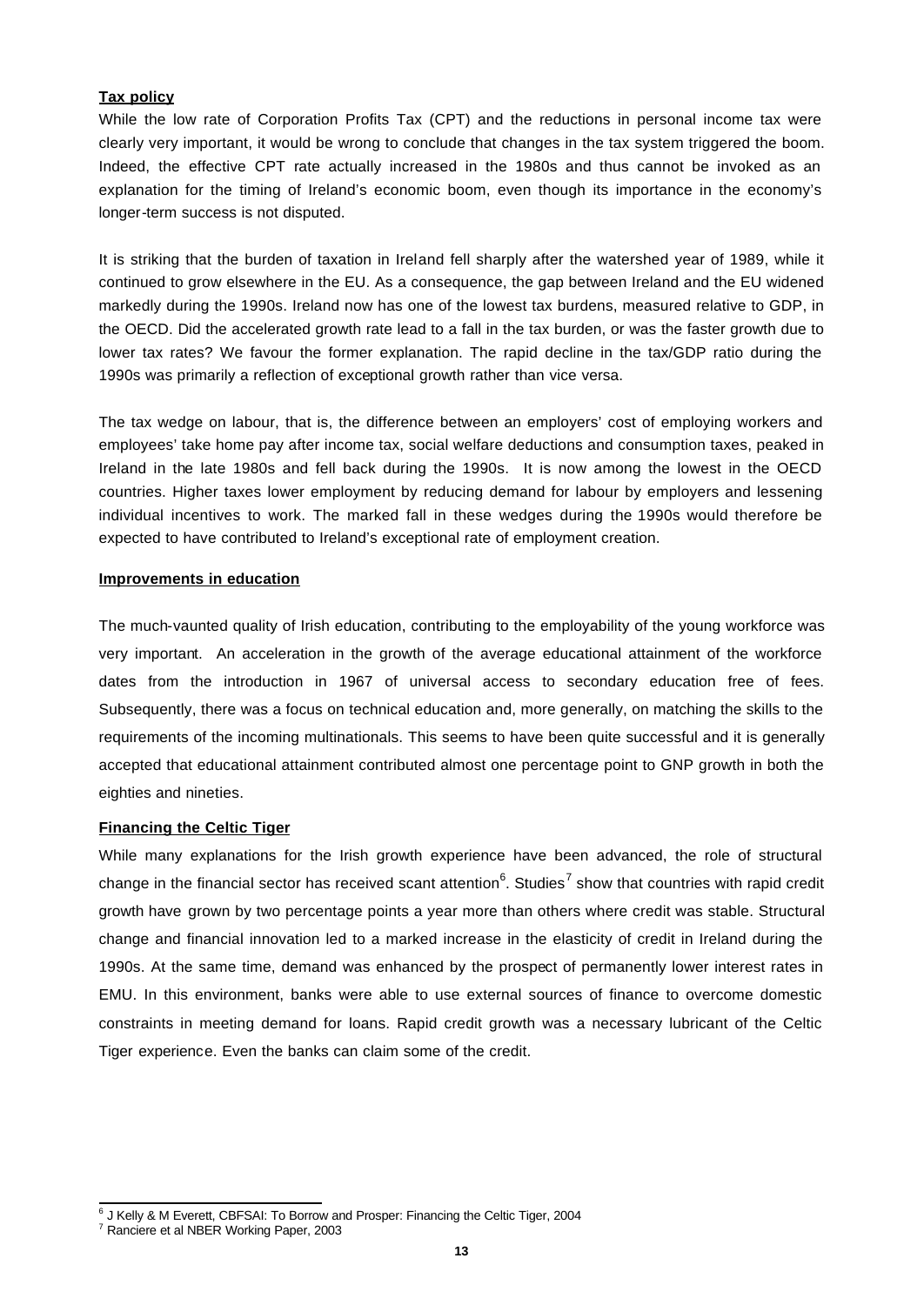**Tax policy**

While the low rate of Corporation Profits Tax (CPT) and the reductions in personal income tax were clearly very important, it would be wrong to conclude that changes in the tax system triggered the boom. Indeed, the effective CPT rate actually increased in the 1980s and thus cannot be invoked as an explanation for the timing of Ireland's economic boom, even though its importance in the economy's longer-term success is not disputed.

It is striking that the burden of taxation in Ireland fell sharply after the watershed year of 1989, while it continued to grow elsewhere in the EU. As a consequence, the gap between Ireland and the EU widened markedly during the 1990s. Ireland now has one of the lowest tax burdens, measured relative to GDP, in the OECD. Did the accelerated growth rate lead to a fall in the tax burden, or was the faster growth due to lower tax rates? We favour the former explanation. The rapid decline in the tax/GDP ratio during the 1990s was primarily a reflection of exceptional growth rather than vice versa.

The tax wedge on labour, that is, the difference between an employers' cost of employing workers and employees' take home pay after income tax, social welfare deductions and consumption taxes, peaked in Ireland in the late 1980s and fell back during the 1990s. It is now among the lowest in the OECD countries. Higher taxes lower employment by reducing demand for labour by employers and lessening individual incentives to work. The marked fall in these wedges during the 1990s would therefore be expected to have contributed to Ireland's exceptional rate of employment creation.

**Improvements in education**

The much-vaunted quality of Irish education, contributing to the employability of the young workforce was very important. An acceleration in the growth of the average educational attainment of the workforce dates from the introduction in 1967 of universal access to secondary education free of fees. Subsequently, there was a focus on technical education and, more generally, on matching the skills to the requirements of the incoming multinationals. This seems to have been quite successful and it is generally accepted that educational attainment contributed almost one percentage point to GNP growth in both the eighties and nineties.

**Financing the Celtic Tiger**

While many explanations for the Irish growth experience have been advanced, the role of structural change in the financial sector has received scant attention[6]. Studies[7] show that countries with rapid credit growth have grown by two percentage points a year more than others where credit was stable. Structural change and financial innovation led to a marked increase in the elasticity of credit in Ireland during the 1990s. At the same time, demand was enhanced by the prospect of permanently lower interest rates in EMU. In this environment, banks were able to use external sources of finance to overcome domestic constraints in meeting demand for loans. Rapid credit growth was a necessary lubricant of the Celtic Tiger experience. Even the banks can claim some of the credit.

[6] J Kelly & M Everett, CBFSAI: To Borrow and Prosper: Financing the Celtic Tiger, 2004

[7] Ranciere et al NBER Working Paper, 2003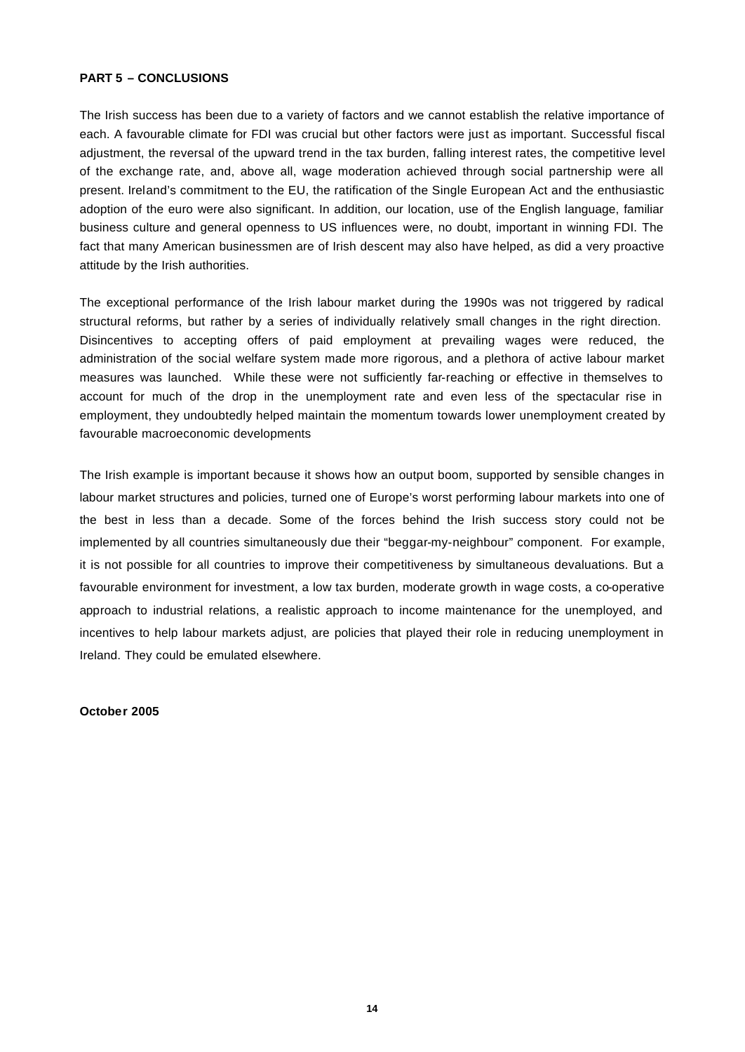**PART 5 – CONCLUSIONS**

The Irish success has been due to a variety of factors and we cannot establish the relative importance of each. A favourable climate for FDI was crucial but other factors were just as important. Successful fiscal adjustment, the reversal of the upward trend in the tax burden, falling interest rates, the competitive level of the exchange rate, and, above all, wage moderation achieved through social partnership were all present. Ireland's commitment to the EU, the ratification of the Single European Act and the enthusiastic adoption of the euro were also significant. In addition, our location, use of the English language, familiar business culture and general openness to US influences were, no doubt, important in winning FDI. The fact that many American businessmen are of Irish descent may also have helped, as did a very proactive attitude by the Irish authorities.

The exceptional performance of the Irish labour market during the 1990s was not triggered by radical structural reforms, but rather by a series of individually relatively small changes in the right direction. Disincentives to accepting offers of paid employment at prevailing wages were reduced, the administration of the social welfare system made more rigorous, and a plethora of active labour market measures was launched. While these were not sufficiently far-reaching or effective in themselves to account for much of the drop in the unemployment rate and even less of the spectacular rise in employment, they undoubtedly helped maintain the momentum towards lower unemployment created by favourable macroeconomic developments

The Irish example is important because it shows how an output boom, supported by sensible changes in labour market structures and policies, turned one of Europe's worst performing labour markets into one of the best in less than a decade. Some of the forces behind the Irish success story could not be implemented by all countries simultaneously due their "beggar-my-neighbour" component. For example, it is not possible for all countries to improve their competitiveness by simultaneous devaluations. But a favourable environment for investment, a low tax burden, moderate growth in wage costs, a co-operative approach to industrial relations, a realistic approach to income maintenance for the unemployed, and incentives to help labour markets adjust, are policies that played their role in reducing unemployment in Ireland. They could be emulated elsewhere.

**October 2005**